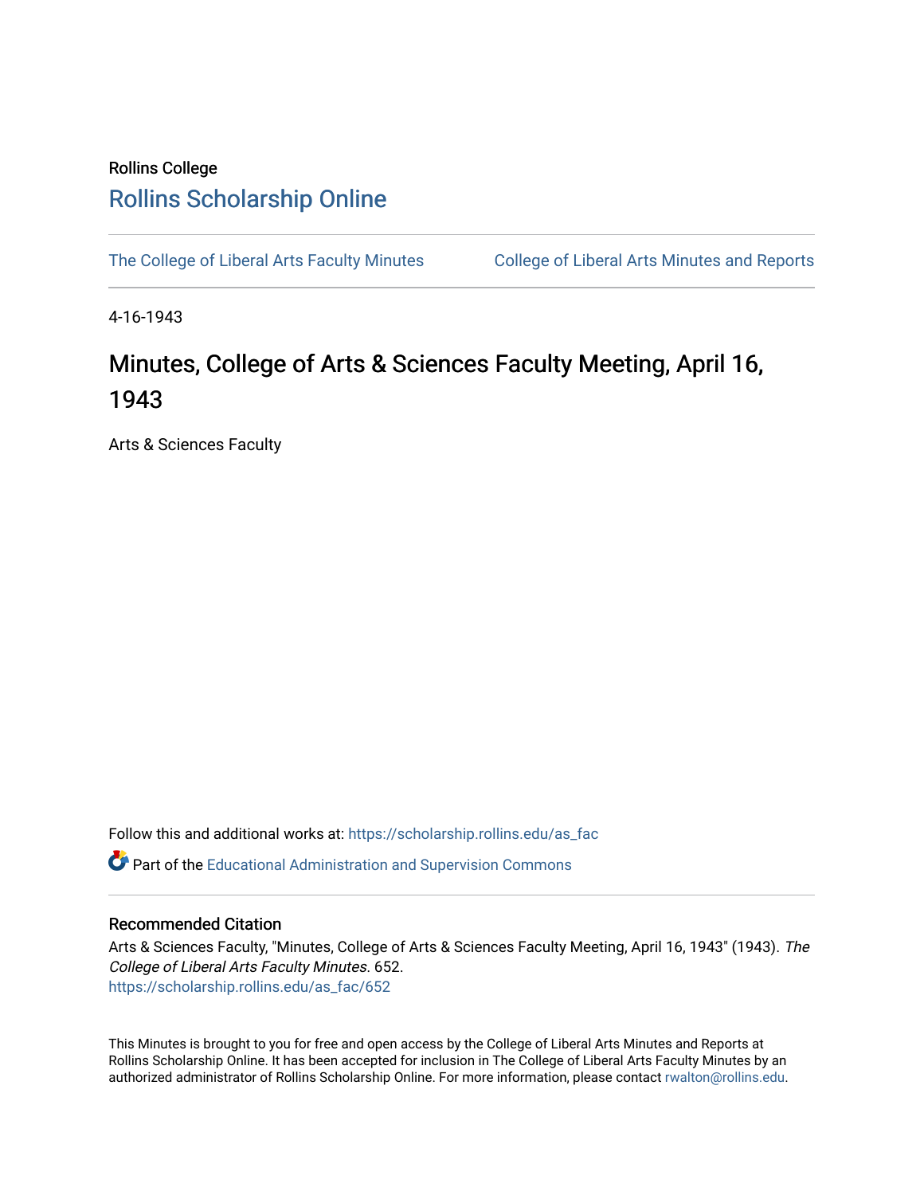Rollins College

# Rollins Scholarship Online

The College of Liberal Arts Faculty Minutes | College of Liberal Arts Minutes and Reports

4-16-1943

# Minutes, College of Arts & Sciences Faculty Meeting, April 16, 1943

Arts & Sciences Faculty

Follow this and additional works at: https://scholarship.rollins.edu/as_fac

Part of the Educational Administration and Supervision Commons

### Recommended Citation

Arts & Sciences Faculty, "Minutes, College of Arts & Sciences Faculty Meeting, April 16, 1943" (1943). *The College of Liberal Arts Faculty Minutes*. 652.
https://scholarship.rollins.edu/as_fac/652

This Minutes is brought to you for free and open access by the College of Liberal Arts Minutes and Reports at Rollins Scholarship Online. It has been accepted for inclusion in The College of Liberal Arts Faculty Minutes by an authorized administrator of Rollins Scholarship Online. For more information, please contact rwalton@rollins.edu.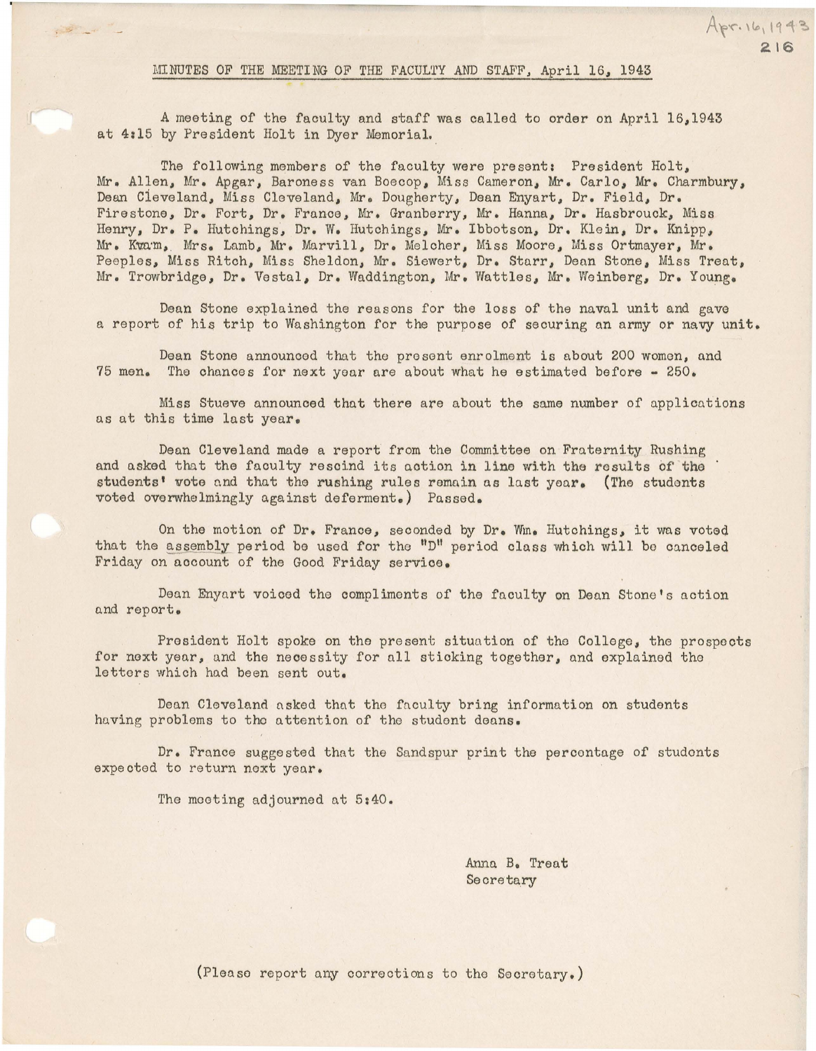# MINUTES OF THE MEETING OF THE FACULTY AND STAFF, April 16, 1943

A meeting of the faculty and staff was called to order on April 16,1943 at 4:15 by President Holt in Dyer Memorial.

The following members of the faculty were present: President Holt, Mr. Allen, Mr. Apgar, Baroness van Boecop, Miss Cameron, Mr. Carlo, Mr. Charmbury, Dean Cleveland, Miss Cleveland, Mr. Dougherty, Dean Enyart, Dr. Field, Dr. Firestone, Dr. Fort, Dr. France, Mr. Granberry, Mr. Hanna, Dr. Hasbrouck, Miss Henry, Dr. P. Hutchings, Dr. W. Hutchings, Mr. Ibbotson, Dr. Klein, Dr. Knipp, Mr. Kvam, Mrs. Lamb, Mr. Marvill, Dr. Melcher, Miss Moore, Miss Ortmayer, Mr. Peeples, Miss Ritch, Miss Sheldon, Mr. Siewert, Dr. Starr, Dean Stone, Miss Treat, Mr. Trowbridge, Dr. Vestal, Dr. Waddington, Mr. Wattles, Mr. Weinberg, Dr. Young.

Dean Stone explained the reasons for the loss of the naval unit and gave a report of his trip to Washington for the purpose of securing an army or navy unit.

Dean Stone announced that the present enrolment is about 200 women, and 75 men. The chances for next year are about what he estimated before - 250.

Miss Stueve announced that there are about the same number of applications as at this time last year.

Dean Cleveland made a report from the Committee on Fraternity Rushing and asked that the faculty rescind its action in line with the results of the students' vote and that the rushing rules remain as last year. (The students voted overwhelmingly against deferment.) Passed.

On the motion of Dr. France, seconded by Dr. Wm. Hutchings, it was voted that the assembly period be used for the "D" period class which will be canceled Friday on account of the Good Friday service.

Dean Enyart voiced the compliments of the faculty on Dean Stone's action and report.

President Holt spoke on the present situation of the College, the prospects for next year, and the necessity for all sticking together, and explained the letters which had been sent out.

Dean Cleveland asked that the faculty bring information on students having problems to the attention of the student deans.

Dr. France suggested that the Sandspur print the percentage of students expected to return next year.

The meeting adjourned at 5:40.

Anna B. Treat
Secretary

(Please report any corrections to the Secretary.)